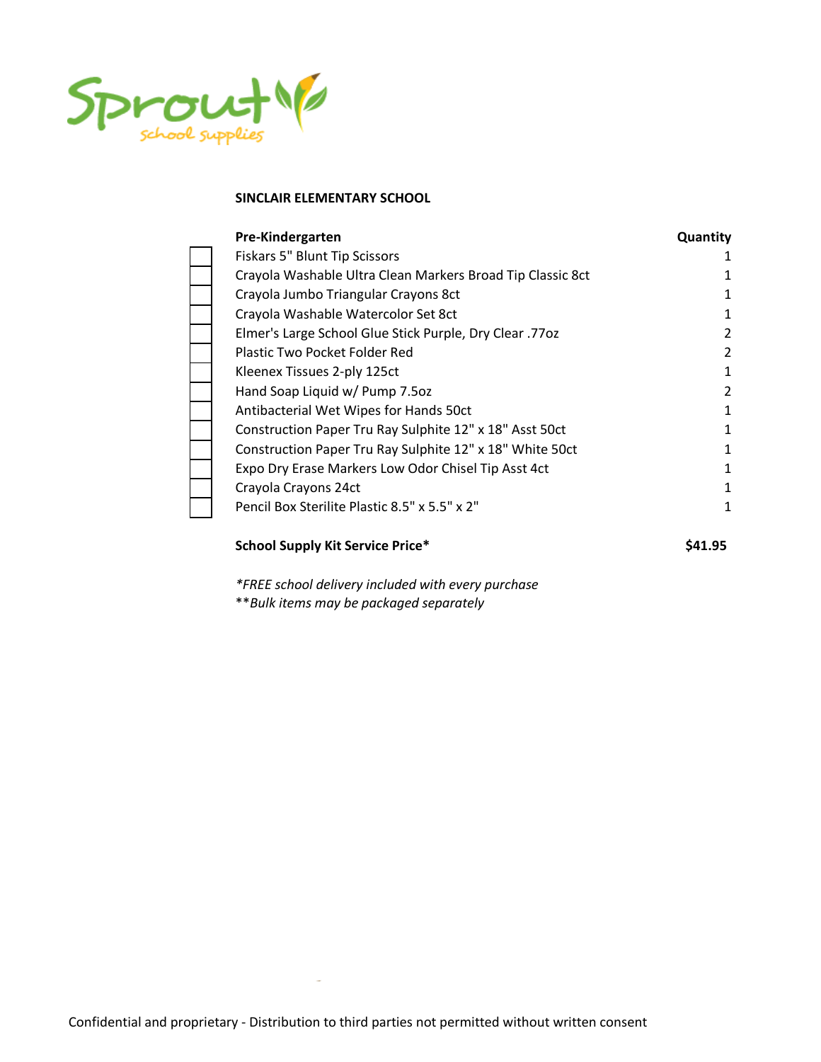Sprout school supplies

**SINCLAIR ELEMENTARY SCHOOL**

| | Pre-Kindergarten | Quantity |
|---|---|---|
| ☐ | Fiskars 5" Blunt Tip Scissors | 1 |
| ☐ | Crayola Washable Ultra Clean Markers Broad Tip Classic 8ct | 1 |
| ☐ | Crayola Jumbo Triangular Crayons 8ct | 1 |
| ☐ | Crayola Washable Watercolor Set 8ct | 1 |
| ☐ | Elmer's Large School Glue Stick Purple, Dry Clear .77oz | 2 |
| ☐ | Plastic Two Pocket Folder Red | 2 |
| ☐ | Kleenex Tissues 2-ply 125ct | 1 |
| ☐ | Hand Soap Liquid w/ Pump 7.5oz | 2 |
| ☐ | Antibacterial Wet Wipes for Hands 50ct | 1 |
| ☐ | Construction Paper Tru Ray Sulphite 12" x 18" Asst 50ct | 1 |
| ☐ | Construction Paper Tru Ray Sulphite 12" x 18" White 50ct | 1 |
| ☐ | Expo Dry Erase Markers Low Odor Chisel Tip Asst 4ct | 1 |
| ☐ | Crayola Crayons 24ct | 1 |
| ☐ | Pencil Box Sterilite Plastic 8.5" x 5.5" x 2" | 1 |

**School Supply Kit Service Price*** **$41.95**

*\*FREE school delivery included with every purchase*
*\*\*Bulk items may be packaged separately*

Confidential and proprietary - Distribution to third parties not permitted without written consent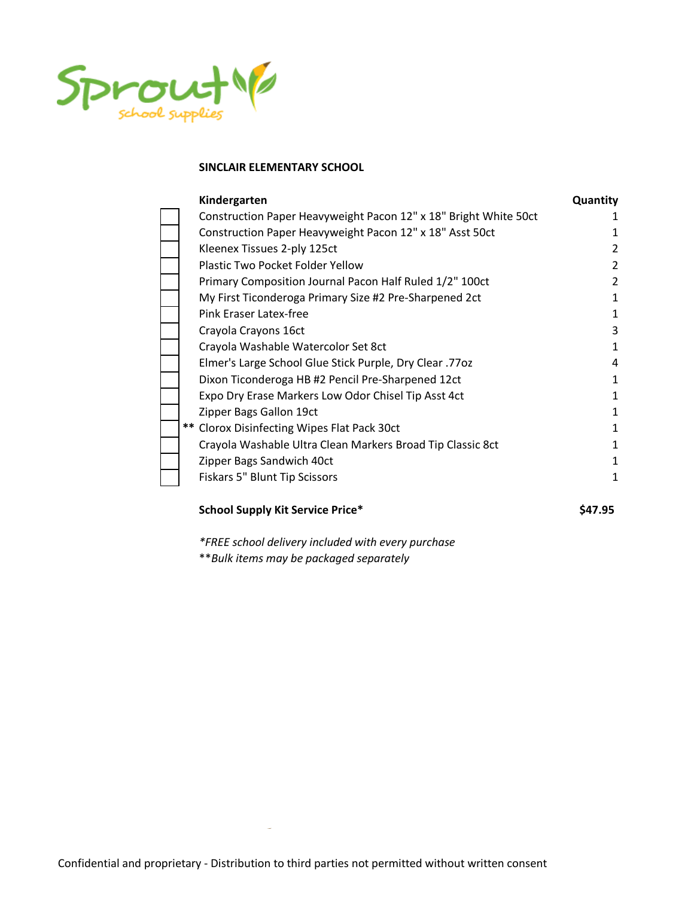Sprout school supplies

**SINCLAIR ELEMENTARY SCHOOL**

| | Kindergarten | Quantity |
|---|---|---|
| ☐ | Construction Paper Heavyweight Pacon 12" x 18" Bright White 50ct | 1 |
| ☐ | Construction Paper Heavyweight Pacon 12" x 18" Asst 50ct | 1 |
| ☐ | Kleenex Tissues 2-ply 125ct | 2 |
| ☐ | Plastic Two Pocket Folder Yellow | 2 |
| ☐ | Primary Composition Journal Pacon Half Ruled 1/2" 100ct | 2 |
| ☐ | My First Ticonderoga Primary Size #2 Pre-Sharpened 2ct | 1 |
| ☐ | Pink Eraser Latex-free | 1 |
| ☐ | Crayola Crayons 16ct | 3 |
| ☐ | Crayola Washable Watercolor Set 8ct | 1 |
| ☐ | Elmer's Large School Glue Stick Purple, Dry Clear .77oz | 4 |
| ☐ | Dixon Ticonderoga HB #2 Pencil Pre-Sharpened 12ct | 1 |
| ☐ | Expo Dry Erase Markers Low Odor Chisel Tip Asst 4ct | 1 |
| ☐ | Zipper Bags Gallon 19ct | 1 |
| ☐ ** | Clorox Disinfecting Wipes Flat Pack 30ct | 1 |
| ☐ | Crayola Washable Ultra Clean Markers Broad Tip Classic 8ct | 1 |
| ☐ | Zipper Bags Sandwich 40ct | 1 |
| ☐ | Fiskars 5" Blunt Tip Scissors | 1 |

**School Supply Kit Service Price*** **$47.95**

*\*FREE school delivery included with every purchase*
*\*\*Bulk items may be packaged separately*

Confidential and proprietary - Distribution to third parties not permitted without written consent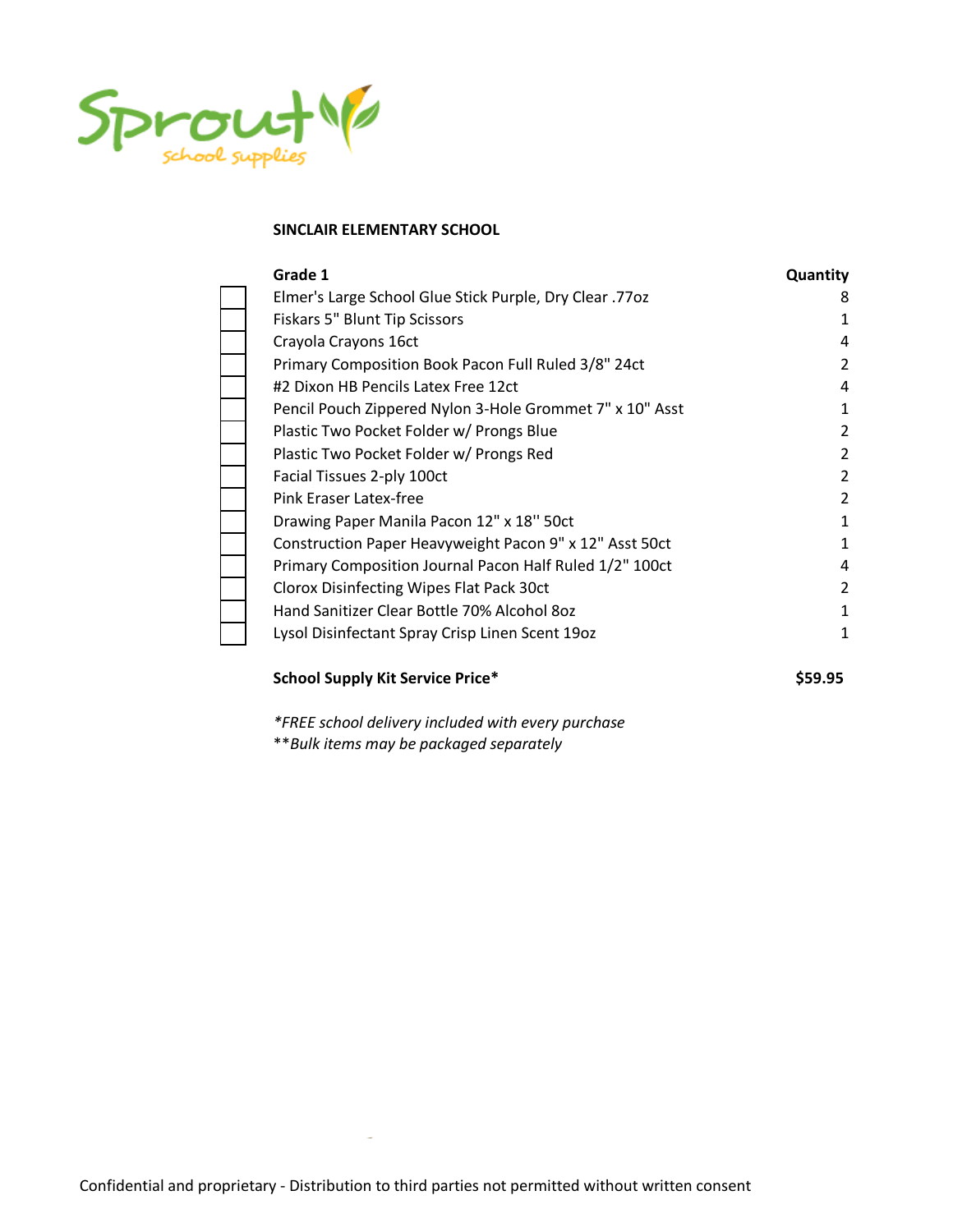Sprout school supplies

**SINCLAIR ELEMENTARY SCHOOL**

| | **Grade 1** | **Quantity** |
|---|---|---|
| ☐ | Elmer's Large School Glue Stick Purple, Dry Clear .77oz | 8 |
| ☐ | Fiskars 5" Blunt Tip Scissors | 1 |
| ☐ | Crayola Crayons 16ct | 4 |
| ☐ | Primary Composition Book Pacon Full Ruled 3/8" 24ct | 2 |
| ☐ | #2 Dixon HB Pencils Latex Free 12ct | 4 |
| ☐ | Pencil Pouch Zippered Nylon 3-Hole Grommet 7" x 10" Asst | 1 |
| ☐ | Plastic Two Pocket Folder w/ Prongs Blue | 2 |
| ☐ | Plastic Two Pocket Folder w/ Prongs Red | 2 |
| ☐ | Facial Tissues 2-ply 100ct | 2 |
| ☐ | Pink Eraser Latex-free | 2 |
| ☐ | Drawing Paper Manila Pacon 12" x 18'' 50ct | 1 |
| ☐ | Construction Paper Heavyweight Pacon 9" x 12" Asst 50ct | 1 |
| ☐ | Primary Composition Journal Pacon Half Ruled 1/2" 100ct | 4 |
| ☐ | Clorox Disinfecting Wipes Flat Pack 30ct | 2 |
| ☐ | Hand Sanitizer Clear Bottle 70% Alcohol 8oz | 1 |
| ☐ | Lysol Disinfectant Spray Crisp Linen Scent 19oz | 1 |
| | **School Supply Kit Service Price*** | **$59.95** |

*\*FREE school delivery included with every purchase*

*\*\*Bulk items may be packaged separately*

Confidential and proprietary - Distribution to third parties not permitted without written consent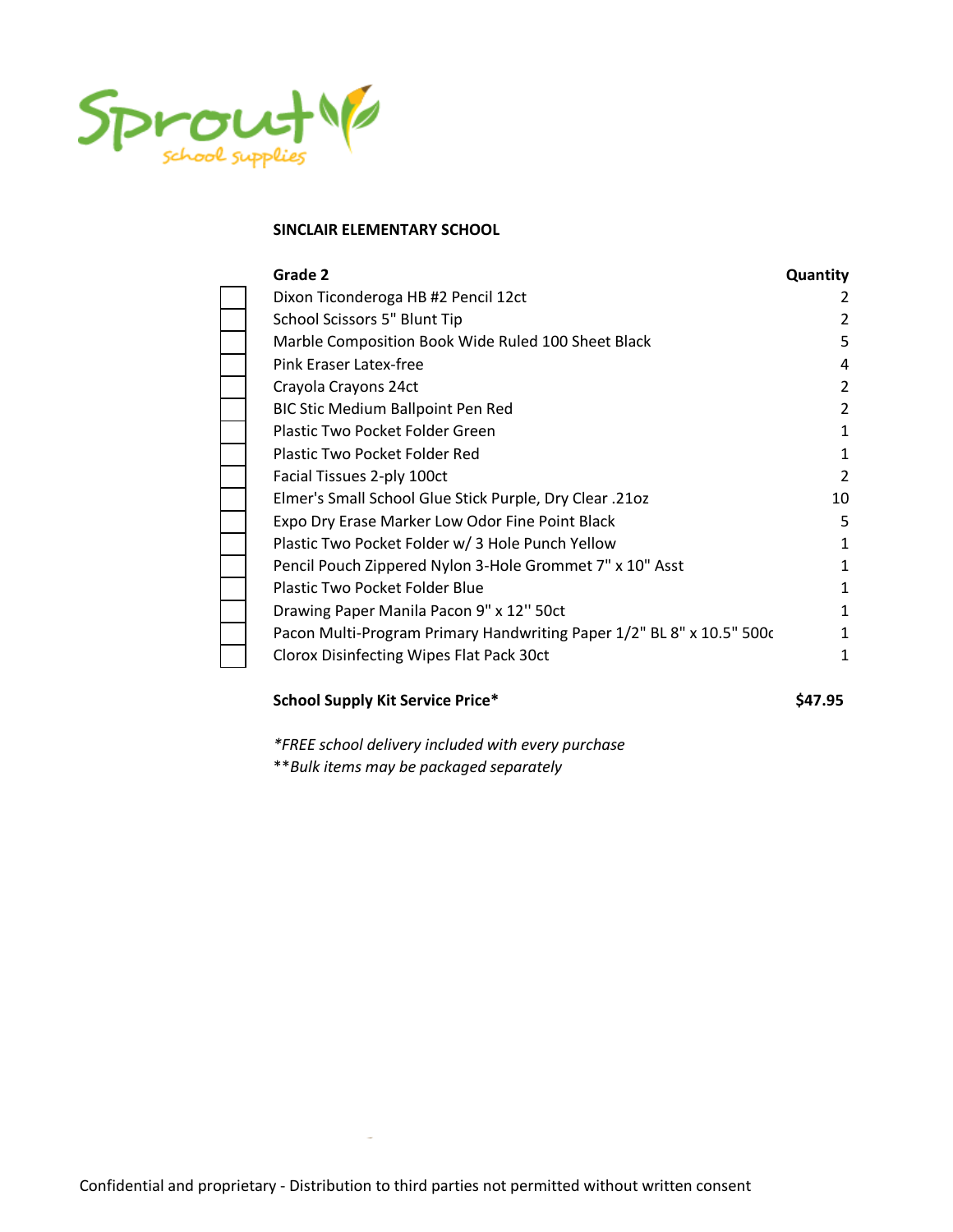Sprout school supplies

**SINCLAIR ELEMENTARY SCHOOL**

| Grade 2 | Quantity |
|---|---|
| Dixon Ticonderoga HB #2 Pencil 12ct | 2 |
| School Scissors 5" Blunt Tip | 2 |
| Marble Composition Book Wide Ruled 100 Sheet Black | 5 |
| Pink Eraser Latex-free | 4 |
| Crayola Crayons 24ct | 2 |
| BIC Stic Medium Ballpoint Pen Red | 2 |
| Plastic Two Pocket Folder Green | 1 |
| Plastic Two Pocket Folder Red | 1 |
| Facial Tissues 2-ply 100ct | 2 |
| Elmer's Small School Glue Stick Purple, Dry Clear .21oz | 10 |
| Expo Dry Erase Marker Low Odor Fine Point Black | 5 |
| Plastic Two Pocket Folder w/ 3 Hole Punch Yellow | 1 |
| Pencil Pouch Zippered Nylon 3-Hole Grommet 7" x 10" Asst | 1 |
| Plastic Two Pocket Folder Blue | 1 |
| Drawing Paper Manila Pacon 9" x 12" 50ct | 1 |
| Pacon Multi-Program Primary Handwriting Paper 1/2" BL 8" x 10.5" 500c | 1 |
| Clorox Disinfecting Wipes Flat Pack 30ct | 1 |

**School Supply Kit Service Price*** **$47.95**

**FREE school delivery included with every purchase*

***Bulk items may be packaged separately*

Confidential and proprietary - Distribution to third parties not permitted without written consent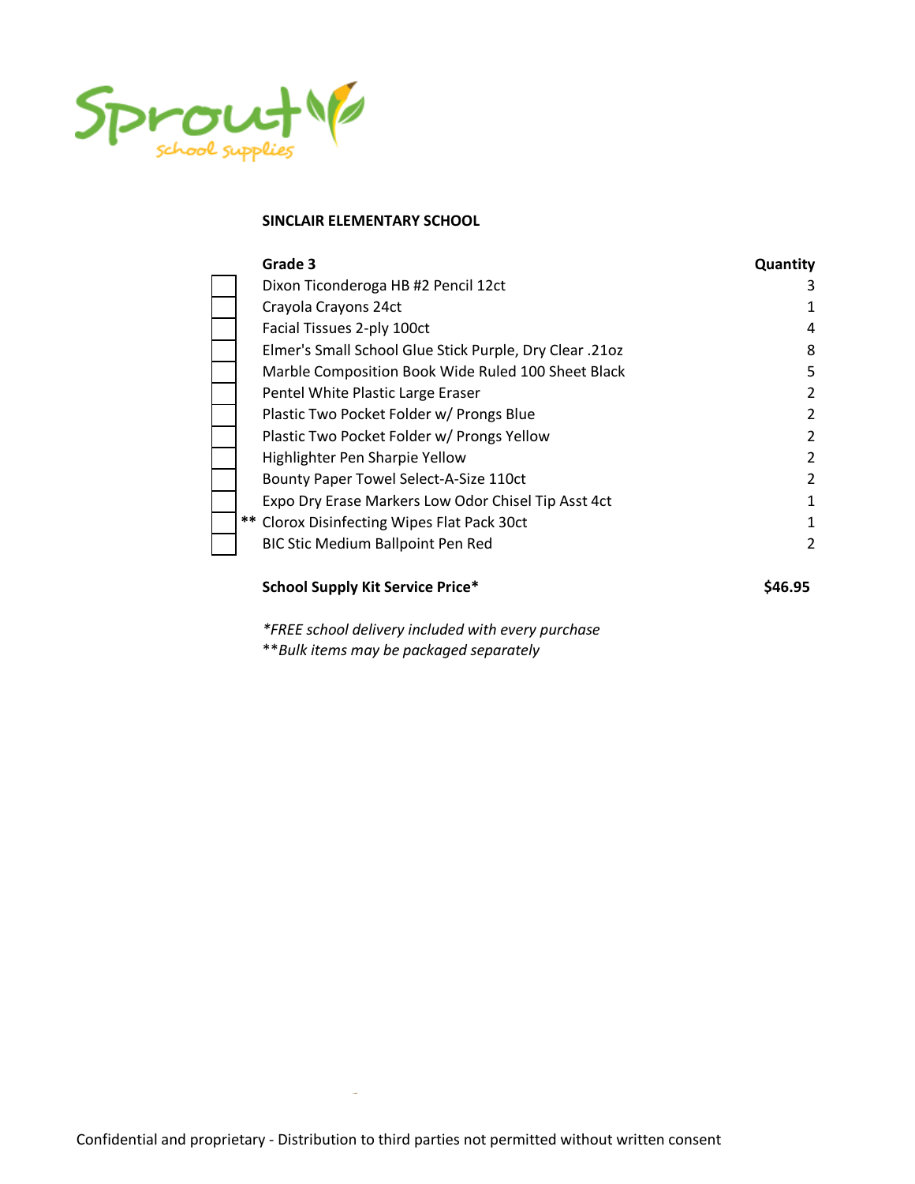**SINCLAIR ELEMENTARY SCHOOL**

| | **Grade 3** | **Quantity** |
|---|---|---|
| ☐ | Dixon Ticonderoga HB #2 Pencil 12ct | 3 |
| ☐ | Crayola Crayons 24ct | 1 |
| ☐ | Facial Tissues 2-ply 100ct | 4 |
| ☐ | Elmer's Small School Glue Stick Purple, Dry Clear .21oz | 8 |
| ☐ | Marble Composition Book Wide Ruled 100 Sheet Black | 5 |
| ☐ | Pentel White Plastic Large Eraser | 2 |
| ☐ | Plastic Two Pocket Folder w/ Prongs Blue | 2 |
| ☐ | Plastic Two Pocket Folder w/ Prongs Yellow | 2 |
| ☐ | Highlighter Pen Sharpie Yellow | 2 |
| ☐ | Bounty Paper Towel Select-A-Size 110ct | 2 |
| ☐ | Expo Dry Erase Markers Low Odor Chisel Tip Asst 4ct | 1 |
| ☐ ** | Clorox Disinfecting Wipes Flat Pack 30ct | 1 |
| ☐ | BIC Stic Medium Ballpoint Pen Red | 2 |

**School Supply Kit Service Price*** **$46.95**

*\*FREE school delivery included with every purchase*
*\*\*Bulk items may be packaged separately*

Confidential and proprietary - Distribution to third parties not permitted without written consent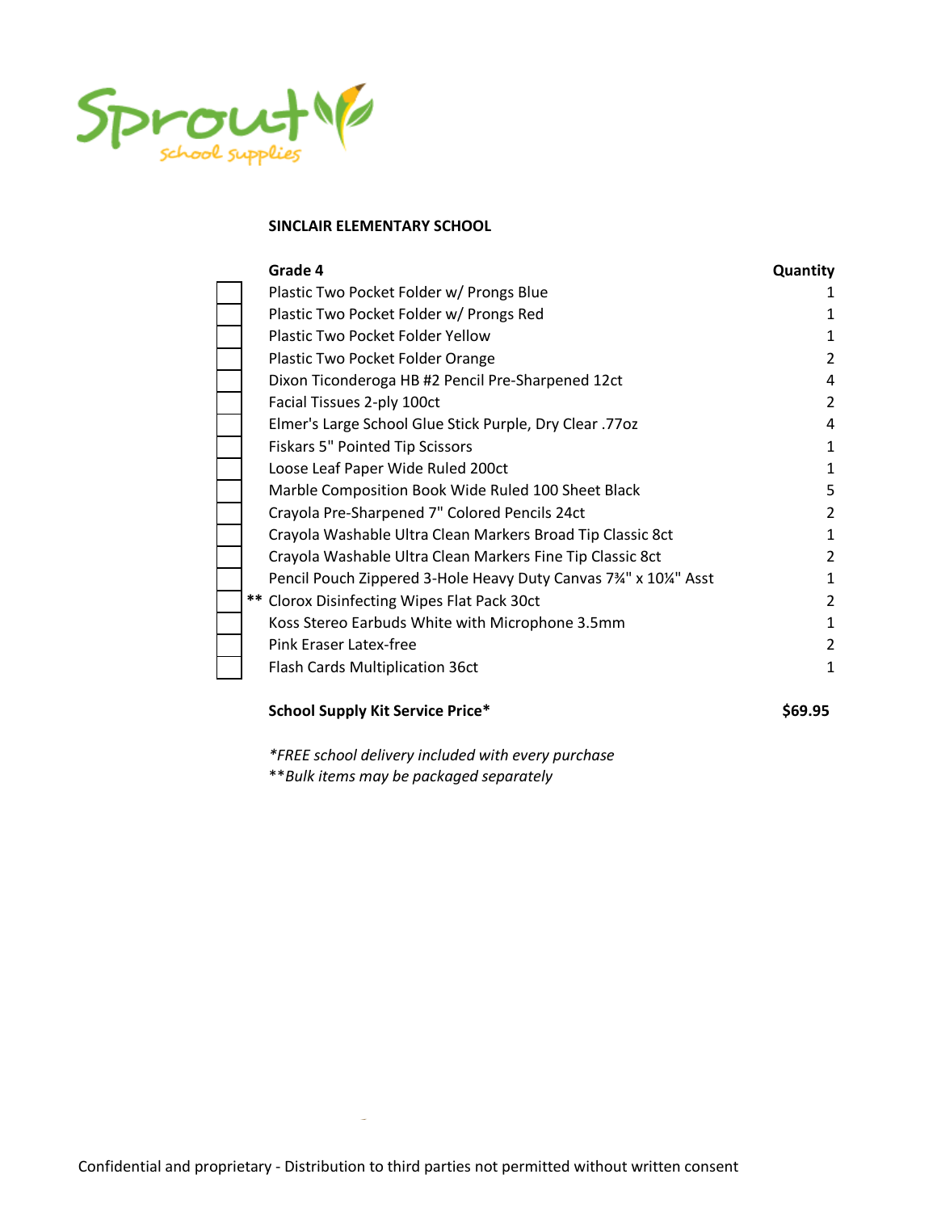**SINCLAIR ELEMENTARY SCHOOL**

| | **Grade 4** | **Quantity** |
|---|---|---|
| | Plastic Two Pocket Folder w/ Prongs Blue | 1 |
| | Plastic Two Pocket Folder w/ Prongs Red | 1 |
| | Plastic Two Pocket Folder Yellow | 1 |
| | Plastic Two Pocket Folder Orange | 2 |
| | Dixon Ticonderoga HB #2 Pencil Pre-Sharpened 12ct | 4 |
| | Facial Tissues 2-ply 100ct | 2 |
| | Elmer's Large School Glue Stick Purple, Dry Clear .77oz | 4 |
| | Fiskars 5" Pointed Tip Scissors | 1 |
| | Loose Leaf Paper Wide Ruled 200ct | 1 |
| | Marble Composition Book Wide Ruled 100 Sheet Black | 5 |
| | Crayola Pre-Sharpened 7" Colored Pencils 24ct | 2 |
| | Crayola Washable Ultra Clean Markers Broad Tip Classic 8ct | 1 |
| | Crayola Washable Ultra Clean Markers Fine Tip Classic 8ct | 2 |
| | Pencil Pouch Zippered 3-Hole Heavy Duty Canvas 7¾" x 10¼" Asst | 1 |
| ** | Clorox Disinfecting Wipes Flat Pack 30ct | 2 |
| | Koss Stereo Earbuds White with Microphone 3.5mm | 1 |
| | Pink Eraser Latex-free | 2 |
| | Flash Cards Multiplication 36ct | 1 |

**School Supply Kit Service Price*** **$69.95**

*\*FREE school delivery included with every purchase*
*\*\*Bulk items may be packaged separately*

Confidential and proprietary - Distribution to third parties not permitted without written consent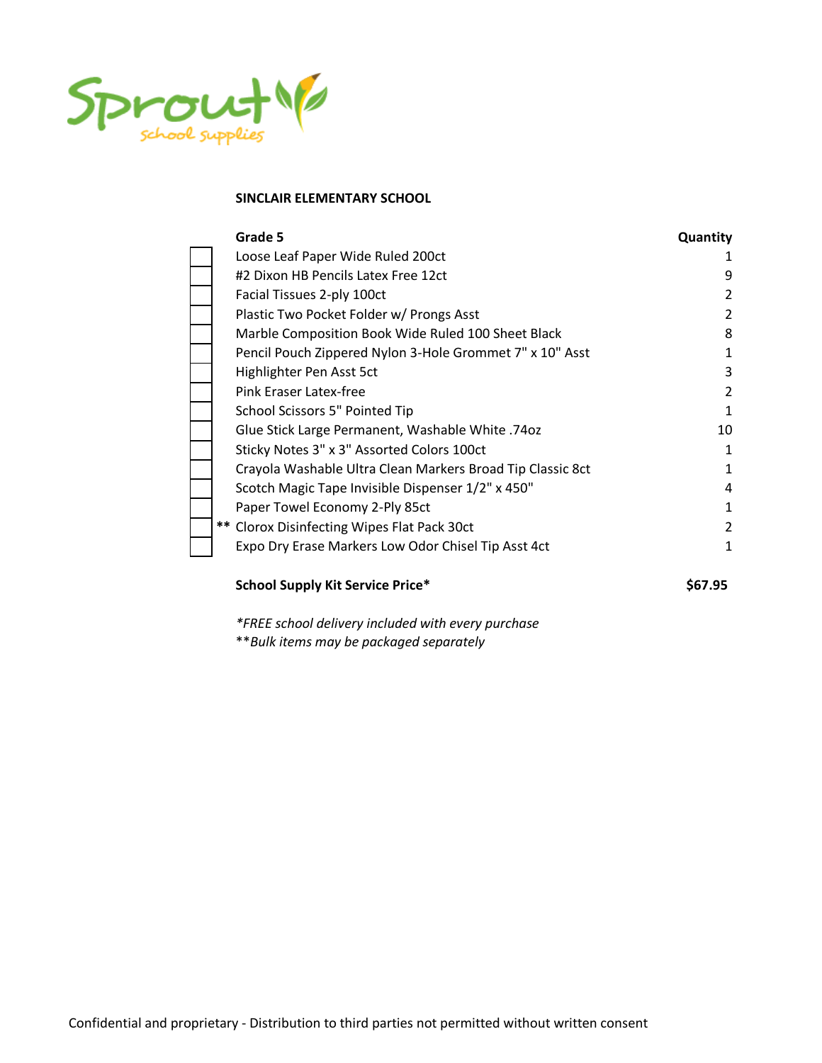Sprout school supplies

**SINCLAIR ELEMENTARY SCHOOL**

| | Grade 5 | Quantity |
|---|---|---|
| ☐ | Loose Leaf Paper Wide Ruled 200ct | 1 |
| ☐ | #2 Dixon HB Pencils Latex Free 12ct | 9 |
| ☐ | Facial Tissues 2-ply 100ct | 2 |
| ☐ | Plastic Two Pocket Folder w/ Prongs Asst | 2 |
| ☐ | Marble Composition Book Wide Ruled 100 Sheet Black | 8 |
| ☐ | Pencil Pouch Zippered Nylon 3-Hole Grommet 7" x 10" Asst | 1 |
| ☐ | Highlighter Pen Asst 5ct | 3 |
| ☐ | Pink Eraser Latex-free | 2 |
| ☐ | School Scissors 5" Pointed Tip | 1 |
| ☐ | Glue Stick Large Permanent, Washable White .74oz | 10 |
| ☐ | Sticky Notes 3" x 3" Assorted Colors 100ct | 1 |
| ☐ | Crayola Washable Ultra Clean Markers Broad Tip Classic 8ct | 1 |
| ☐ | Scotch Magic Tape Invisible Dispenser 1/2" x 450" | 4 |
| ☐ | Paper Towel Economy 2-Ply 85ct | 1 |
| ☐ ** | Clorox Disinfecting Wipes Flat Pack 30ct | 2 |
| ☐ | Expo Dry Erase Markers Low Odor Chisel Tip Asst 4ct | 1 |

**School Supply Kit Service Price*** **$67.95**

*\*FREE school delivery included with every purchase*
*\*\*Bulk items may be packaged separately*